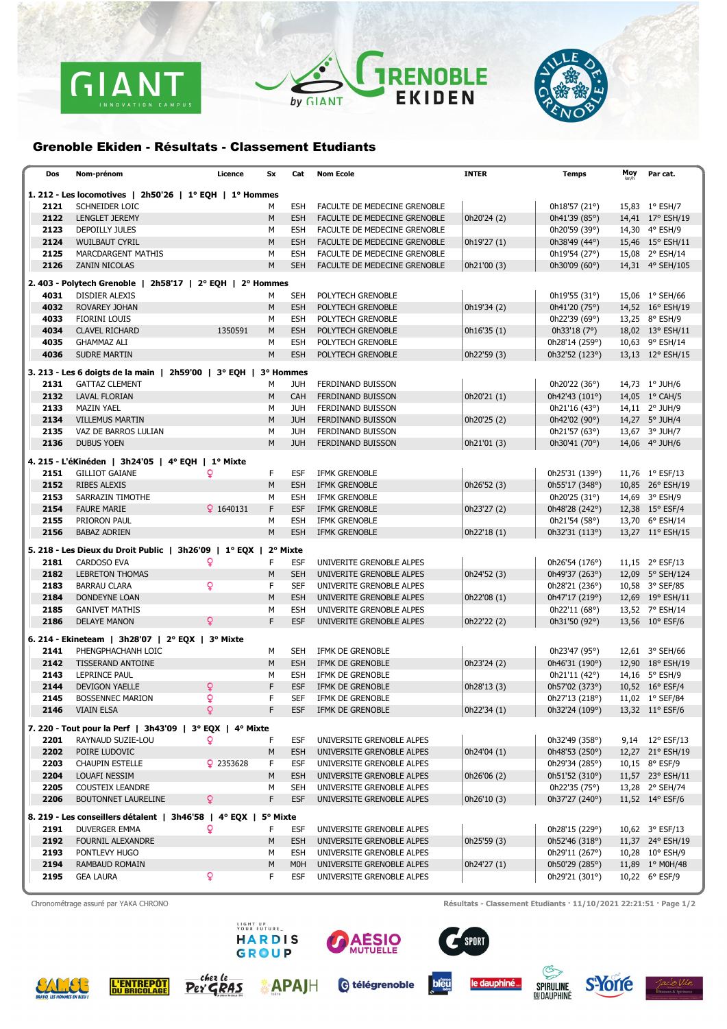# Grenoble Ekiden - Résultats - Classement Etudiants

| Dos | Nom-prénom | Licence | Sx | Cat | Nom Ecole | INTER | Temps | Moy km/h | Par cat. |
|---|---|---|---|---|---|---|---|---|---|
| **1. 212 - Les locomotives \| 2h50'26 \| 1° EQH \| 1° Hommes** | | | | | | | | | |
| 2121 | SCHNEIDER LOIC | | M | ESH | FACULTE DE MEDECINE GRENOBLE | | 0h18'57 (21°) | 15,83 | 1° ESH/7 |
| 2122 | LENGLET JEREMY | | M | ESH | FACULTE DE MEDECINE GRENOBLE | 0h20'24 (2) | 0h41'39 (85°) | 14,41 | 17° ESH/19 |
| 2123 | DEPOILLY JULES | | M | ESH | FACULTE DE MEDECINE GRENOBLE | | 0h20'59 (39°) | 14,30 | 4° ESH/9 |
| 2124 | WUILBAUT CYRIL | | M | ESH | FACULTE DE MEDECINE GRENOBLE | 0h19'27 (1) | 0h38'49 (44°) | 15,46 | 15° ESH/11 |
| 2125 | MARCDARGENT MATHIS | | M | ESH | FACULTE DE MEDECINE GRENOBLE | | 0h19'54 (27°) | 15,08 | 2° ESH/14 |
| 2126 | ZANIN NICOLAS | | M | SEH | FACULTE DE MEDECINE GRENOBLE | 0h21'00 (3) | 0h30'09 (60°) | 14,31 | 4° SEH/105 |
| **2. 403 - Polytech Grenoble \| 2h58'17 \| 2° EQH \| 2° Hommes** | | | | | | | | | |
| 4031 | DISDIER ALEXIS | | M | SEH | POLYTECH GRENOBLE | | 0h19'55 (31°) | 15,06 | 1° SEH/66 |
| 4032 | ROVAREY JOHAN | | M | ESH | POLYTECH GRENOBLE | 0h19'34 (2) | 0h41'20 (75°) | 14,52 | 16° ESH/19 |
| 4033 | FIORINI LOUIS | | M | ESH | POLYTECH GRENOBLE | | 0h22'39 (69°) | 13,25 | 8° ESH/9 |
| 4034 | CLAVEL RICHARD | 1350591 | M | ESH | POLYTECH GRENOBLE | 0h16'35 (1) | 0h33'18 (7°) | 18,02 | 13° ESH/11 |
| 4035 | GHAMMAZ ALI | | M | ESH | POLYTECH GRENOBLE | | 0h28'14 (259°) | 10,63 | 9° ESH/14 |
| 4036 | SUDRE MARTIN | | M | ESH | POLYTECH GRENOBLE | 0h22'59 (3) | 0h32'52 (123°) | 13,13 | 12° ESH/15 |
| **3. 213 - Les 6 doigts de la main \| 2h59'00 \| 3° EQH \| 3° Hommes** | | | | | | | | | |
| 2131 | GATTAZ CLEMENT | | M | JUH | FERDINAND BUISSON | | 0h20'22 (36°) | 14,73 | 1° JUH/6 |
| 2132 | LAVAL FLORIAN | | M | CAH | FERDINAND BUISSON | 0h20'21 (1) | 0h42'43 (101°) | 14,05 | 1° CAH/5 |
| 2133 | MAZIN YAEL | | M | JUH | FERDINAND BUISSON | | 0h21'16 (43°) | 14,11 | 2° JUH/9 |
| 2134 | VILLEMUS MARTIN | | M | JUH | FERDINAND BUISSON | 0h20'25 (2) | 0h42'02 (90°) | 14,27 | 5° JUH/4 |
| 2135 | VAZ DE BARROS LULIAN | | M | JUH | FERDINAND BUISSON | | 0h21'57 (63°) | 13,67 | 3° JUH/7 |
| 2136 | DUBUS YOEN | | M | JUH | FERDINAND BUISSON | 0h21'01 (3) | 0h30'41 (70°) | 14,06 | 4° JUH/6 |
| **4. 215 - L'éKinéden \| 3h24'05 \| 4° EQH \| 1° Mixte** | | | | | | | | | |
| 2151 | GILLIOT GAIANE | ♀ | F | ESF | IFMK GRENOBLE | | 0h25'31 (139°) | 11,76 | 1° ESF/13 |
| 2152 | RIBES ALEXIS | | M | ESH | IFMK GRENOBLE | 0h26'52 (3) | 0h55'17 (348°) | 10,85 | 26° ESH/19 |
| 2153 | SARRAZIN TIMOTHE | | M | ESH | IFMK GRENOBLE | | 0h20'25 (31°) | 14,69 | 3° ESH/9 |
| 2154 | FAURE MARIE | ♀ 1640131 | F | ESF | IFMK GRENOBLE | 0h23'27 (2) | 0h48'28 (242°) | 12,38 | 15° ESF/4 |
| 2155 | PRIORON PAUL | | M | ESH | IFMK GRENOBLE | | 0h21'54 (58°) | 13,70 | 6° ESH/14 |
| 2156 | BABAZ ADRIEN | | M | ESH | IFMK GRENOBLE | 0h22'18 (1) | 0h32'31 (113°) | 13,27 | 11° ESH/15 |
| **5. 218 - Les Dieux du Droit Public \| 3h26'09 \| 1° EQX \| 2° Mixte** | | | | | | | | | |
| 2181 | CARDOSO EVA | ♀ | F | ESF | UNIVERITE GRENOBLE ALPES | | 0h26'54 (176°) | 11,15 | 2° ESF/13 |
| 2182 | LEBRETON THOMAS | | M | SEH | UNIVERITE GRENOBLE ALPES | 0h24'52 (3) | 0h49'37 (263°) | 12,09 | 5° SEH/124 |
| 2183 | BARRAU CLARA | ♀ | F | SEF | UNIVERITE GRENOBLE ALPES | | 0h28'21 (236°) | 10,58 | 3° SEF/85 |
| 2184 | DONDEYNE LOAN | | M | ESH | UNIVERITE GRENOBLE ALPES | 0h22'08 (1) | 0h47'17 (219°) | 12,69 | 19° ESH/11 |
| 2185 | GANIVET MATHIS | | M | ESH | UNIVERITE GRENOBLE ALPES | | 0h22'11 (68°) | 13,52 | 7° ESH/14 |
| 2186 | DELAYE MANON | ♀ | F | ESF | UNIVERITE GRENOBLE ALPES | 0h22'22 (2) | 0h31'50 (92°) | 13,56 | 10° ESF/6 |
| **6. 214 - Ekineteam \| 3h28'07 \| 2° EQX \| 3° Mixte** | | | | | | | | | |
| 2141 | PHENGPHACHANH LOIC | | M | SEH | IFMK DE GRENOBLE | | 0h23'47 (95°) | 12,61 | 3° SEH/66 |
| 2142 | TISSERAND ANTOINE | | M | ESH | IFMK DE GRENOBLE | 0h23'24 (2) | 0h46'31 (190°) | 12,90 | 18° ESH/19 |
| 2143 | LEPRINCE PAUL | | M | ESH | IFMK DE GRENOBLE | | 0h21'11 (42°) | 14,16 | 5° ESH/9 |
| 2144 | DEVIGON YAELLE | ♀ | F | ESF | IFMK DE GRENOBLE | 0h28'13 (3) | 0h57'02 (373°) | 10,52 | 16° ESF/4 |
| 2145 | BOSSENNEC MARION | ♀ | F | SEF | IFMK DE GRENOBLE | | 0h27'13 (218°) | 11,02 | 1° SEF/84 |
| 2146 | VIAIN ELSA | ♀ | F | ESF | IFMK DE GRENOBLE | 0h22'34 (1) | 0h32'24 (109°) | 13,32 | 11° ESF/6 |
| **7. 220 - Tout pour la Perf \| 3h43'09 \| 3° EQX \| 4° Mixte** | | | | | | | | | |
| 2201 | RAYNAUD SUZIE-LOU | ♀ | F | ESF | UNIVERSITE GRENOBLE ALPES | | 0h32'49 (358°) | 9,14 | 12° ESF/13 |
| 2202 | POIRE LUDOVIC | | M | ESH | UNIVERSITE GRENOBLE ALPES | 0h24'04 (1) | 0h48'53 (250°) | 12,27 | 21° ESH/19 |
| 2203 | CHAUPIN ESTELLE | ♀ 2353628 | F | ESF | UNIVERSITE GRENOBLE ALPES | | 0h29'34 (285°) | 10,15 | 8° ESF/9 |
| 2204 | LOUAFI NESSIM | | M | ESH | UNIVERSITE GRENOBLE ALPES | 0h26'06 (2) | 0h51'52 (310°) | 11,57 | 23° ESH/11 |
| 2205 | COUSTEIX LEANDRE | | M | SEH | UNIVERSITE GRENOBLE ALPES | | 0h22'35 (75°) | 13,28 | 2° SEH/74 |
| 2206 | BOUTONNET LAURELINE | ♀ | F | ESF | UNIVERSITE GRENOBLE ALPES | 0h26'10 (3) | 0h37'27 (240°) | 11,52 | 14° ESF/6 |
| **8. 219 - Les conseillers détalent \| 3h46'58 \| 4° EQX \| 5° Mixte** | | | | | | | | | |
| 2191 | DUVERGER EMMA | ♀ | F | ESF | UNIVERSITE GRENOBLE ALPES | | 0h28'15 (229°) | 10,62 | 3° ESF/13 |
| 2192 | FOURNIL ALEXANDRE | | M | ESH | UNIVERSITE GRENOBLE ALPES | 0h25'59 (3) | 0h52'46 (318°) | 11,37 | 24° ESH/19 |
| 2193 | PONTLEVY HUGO | | M | ESH | UNIVERSITE GRENOBLE ALPES | | 0h29'11 (267°) | 10,28 | 10° ESH/9 |
| 2194 | RAMBAUD ROMAIN | | M | M0H | UNIVERSITE GRENOBLE ALPES | 0h24'27 (1) | 0h50'29 (285°) | 11,89 | 1° M0H/48 |
| 2195 | GEA LAURA | ♀ | F | ESF | UNIVERSITE GRENOBLE ALPES | | 0h29'21 (301°) | 10,22 | 6° ESF/9 |

Chronométrage assuré par YAKA CHRONO

Résultats - Classement Etudiants · 11/10/2021 22:21:51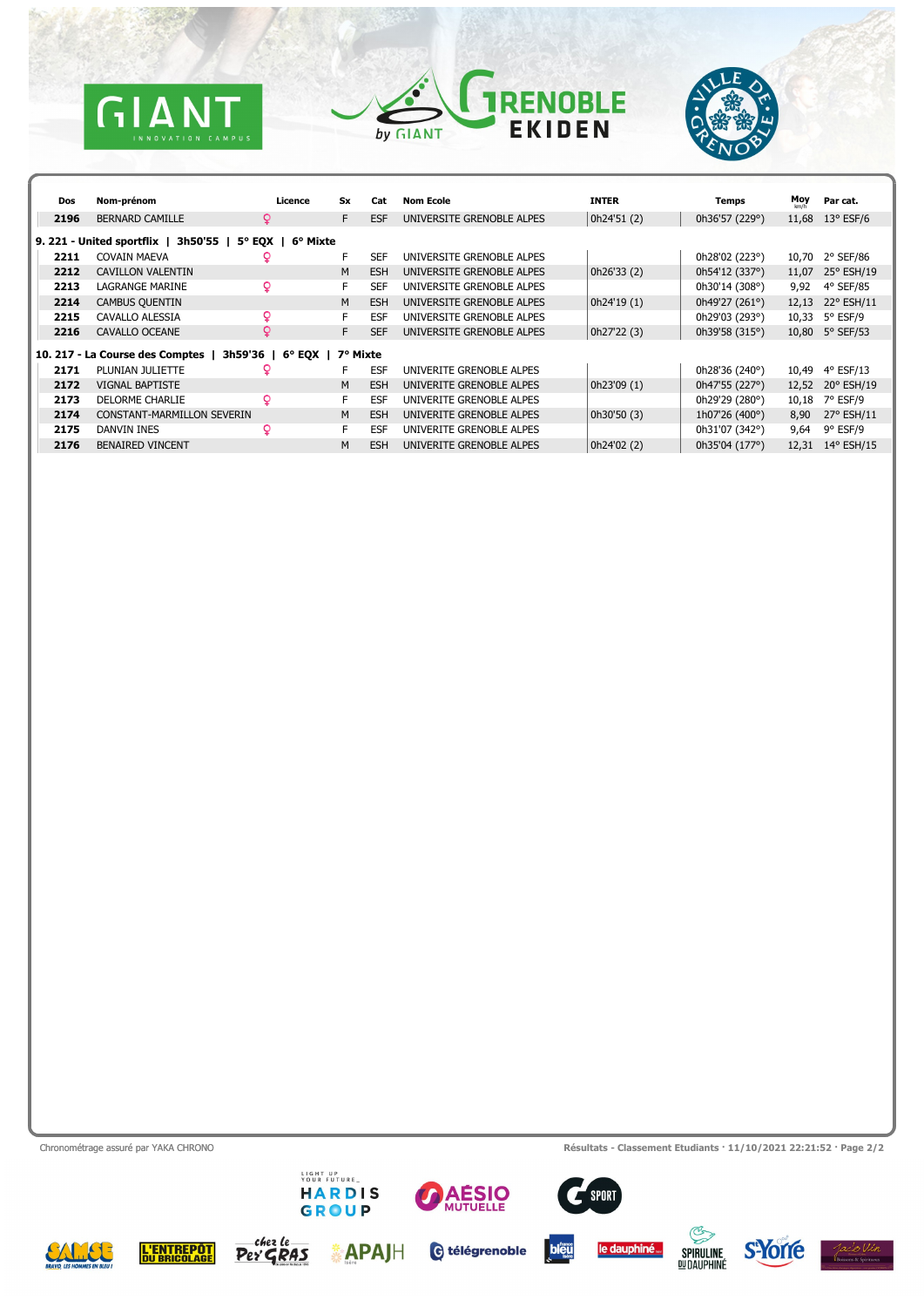| Dos | Nom-prénom | Licence | Sx | Cat | Nom Ecole | INTER | Temps | Moy km/h | Par cat. |
|---|---|---|---|---|---|---|---|---|---|
| **2196** | BERNARD CAMILLE | ♀ | F | ESF | UNIVERSITE GRENOBLE ALPES | 0h24'51 (2) | 0h36'57 (229°) | 11,68 | 13° ESF/6 |
| **9. 221 - United sportflix \| 3h50'55 \| 5° EQX \| 6° Mixte** | | | | | | | | | |
| **2211** | COVAIN MAEVA | ♀ | F | SEF | UNIVERSITE GRENOBLE ALPES | | 0h28'02 (223°) | 10,70 | 2° SEF/86 |
| **2212** | CAVILLON VALENTIN | | M | ESH | UNIVERSITE GRENOBLE ALPES | 0h26'33 (2) | 0h54'12 (337°) | 11,07 | 25° ESH/19 |
| **2213** | LAGRANGE MARINE | ♀ | F | SEF | UNIVERSITE GRENOBLE ALPES | | 0h30'14 (308°) | 9,92 | 4° SEF/85 |
| **2214** | CAMBUS QUENTIN | | M | ESH | UNIVERSITE GRENOBLE ALPES | 0h24'19 (1) | 0h49'27 (261°) | 12,13 | 22° ESH/11 |
| **2215** | CAVALLO ALESSIA | ♀ | F | ESF | UNIVERSITE GRENOBLE ALPES | | 0h29'03 (293°) | 10,33 | 5° ESF/9 |
| **2216** | CAVALLO OCEANE | ♀ | F | SEF | UNIVERSITE GRENOBLE ALPES | 0h27'22 (3) | 0h39'58 (315°) | 10,80 | 5° SEF/53 |
| **10. 217 - La Course des Comptes \| 3h59'36 \| 6° EQX \| 7° Mixte** | | | | | | | | | |
| **2171** | PLUNIAN JULIETTE | ♀ | F | ESF | UNIVERITE GRENOBLE ALPES | | 0h28'36 (240°) | 10,49 | 4° ESF/13 |
| **2172** | VIGNAL BAPTISTE | | M | ESH | UNIVERITE GRENOBLE ALPES | 0h23'09 (1) | 0h47'55 (227°) | 12,52 | 20° ESH/19 |
| **2173** | DELORME CHARLIE | ♀ | F | ESF | UNIVERITE GRENOBLE ALPES | | 0h29'29 (280°) | 10,18 | 7° ESF/9 |
| **2174** | CONSTANT-MARMILLON SEVERIN | | M | ESH | UNIVERITE GRENOBLE ALPES | 0h30'50 (3) | 1h07'26 (400°) | 8,90 | 27° ESH/11 |
| **2175** | DANVIN INES | ♀ | F | ESF | UNIVERITE GRENOBLE ALPES | | 0h31'07 (342°) | 9,64 | 9° ESF/9 |
| **2176** | BENAIRED VINCENT | | M | ESH | UNIVERITE GRENOBLE ALPES | 0h24'02 (2) | 0h35'04 (177°) | 12,31 | 14° ESH/15 |

Chronométrage assuré par YAKA CHRONO

Résultats - Classement Etudiants · 11/10/2021 22:21:52